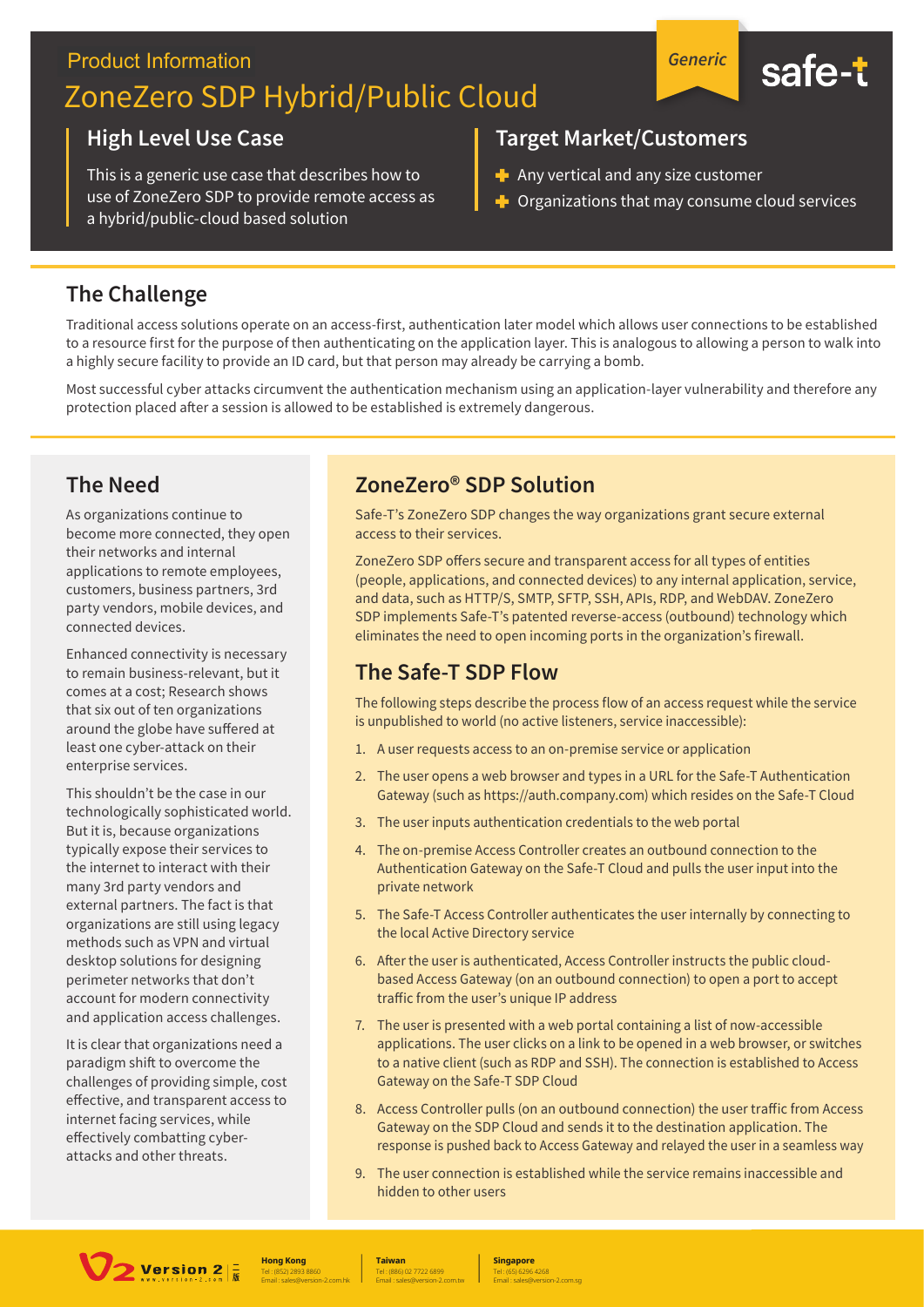Product Information

# ZoneZero SDP Hybrid/Public Cloud

*Generic*

safe-t

## High Level Use Case

This is a generic use case that describes how to use of ZoneZero SDP to provide remote access as a hybrid/public-cloud based solution

## Target Market/Customers

- Any vertical and any size customer
- Organizations that may consume cloud services

## The Challenge

Traditional access solutions operate on an access-first, authentication later model which allows user connections to be established to a resource first for the purpose of then authenticating on the application layer. This is analogous to allowing a person to walk into a highly secure facility to provide an ID card, but that person may already be carrying a bomb.

Most successful cyber attacks circumvent the authentication mechanism using an application-layer vulnerability and therefore any protection placed after a session is allowed to be established is extremely dangerous.

## The Need

As organizations continue to become more connected, they open their networks and internal applications to remote employees, customers, business partners, 3rd party vendors, mobile devices, and connected devices.

Enhanced connectivity is necessary to remain business-relevant, but it comes at a cost; Research shows that six out of ten organizations around the globe have suffered at least one cyber-attack on their enterprise services.

This shouldn't be the case in our technologically sophisticated world. But it is, because organizations typically expose their services to the internet to interact with their many 3rd party vendors and external partners. The fact is that organizations are still using legacy methods such as VPN and virtual desktop solutions for designing perimeter networks that don't account for modern connectivity and application access challenges.

It is clear that organizations need a paradigm shift to overcome the challenges of providing simple, cost effective, and transparent access to internet facing services, while effectively combatting cyber-attacks and other threats.

## ZoneZero® SDP Solution

Safe-T's ZoneZero SDP changes the way organizations grant secure external access to their services.

ZoneZero SDP offers secure and transparent access for all types of entities (people, applications, and connected devices) to any internal application, service, and data, such as HTTP/S, SMTP, SFTP, SSH, APIs, RDP, and WebDAV. ZoneZero SDP implements Safe-T's patented reverse-access (outbound) technology which eliminates the need to open incoming ports in the organization's firewall.

## The Safe-T SDP Flow

The following steps describe the process flow of an access request while the service is unpublished to world (no active listeners, service inaccessible):

1. A user requests access to an on-premise service or application
2. The user opens a web browser and types in a URL for the Safe-T Authentication Gateway (such as https://auth.company.com) which resides on the Safe-T Cloud
3. The user inputs authentication credentials to the web portal
4. The on-premise Access Controller creates an outbound connection to the Authentication Gateway on the Safe-T Cloud and pulls the user input into the private network
5. The Safe-T Access Controller authenticates the user internally by connecting to the local Active Directory service
6. After the user is authenticated, Access Controller instructs the public cloud-based Access Gateway (on an outbound connection) to open a port to accept traffic from the user's unique IP address
7. The user is presented with a web portal containing a list of now-accessible applications. The user clicks on a link to be opened in a web browser, or switches to a native client (such as RDP and SSH). The connection is established to Access Gateway on the Safe-T SDP Cloud
8. Access Controller pulls (on an outbound connection) the user traffic from Access Gateway on the SDP Cloud and sends it to the destination application. The response is pushed back to Access Gateway and relayed the user in a seamless way
9. The user connection is established while the service remains inaccessible and hidden to other users

Version 2 www.version-2.com

**Hong Kong**
Tel : (852) 2893 8860
Email : sales@version-2.com.hk

**Taiwan**
Tel : (886) 02 7722 6899
Email : sales@version-2.com.tw

**Singapore**
Tel : (65) 6296 4268
Email : sales@version-2.com.sg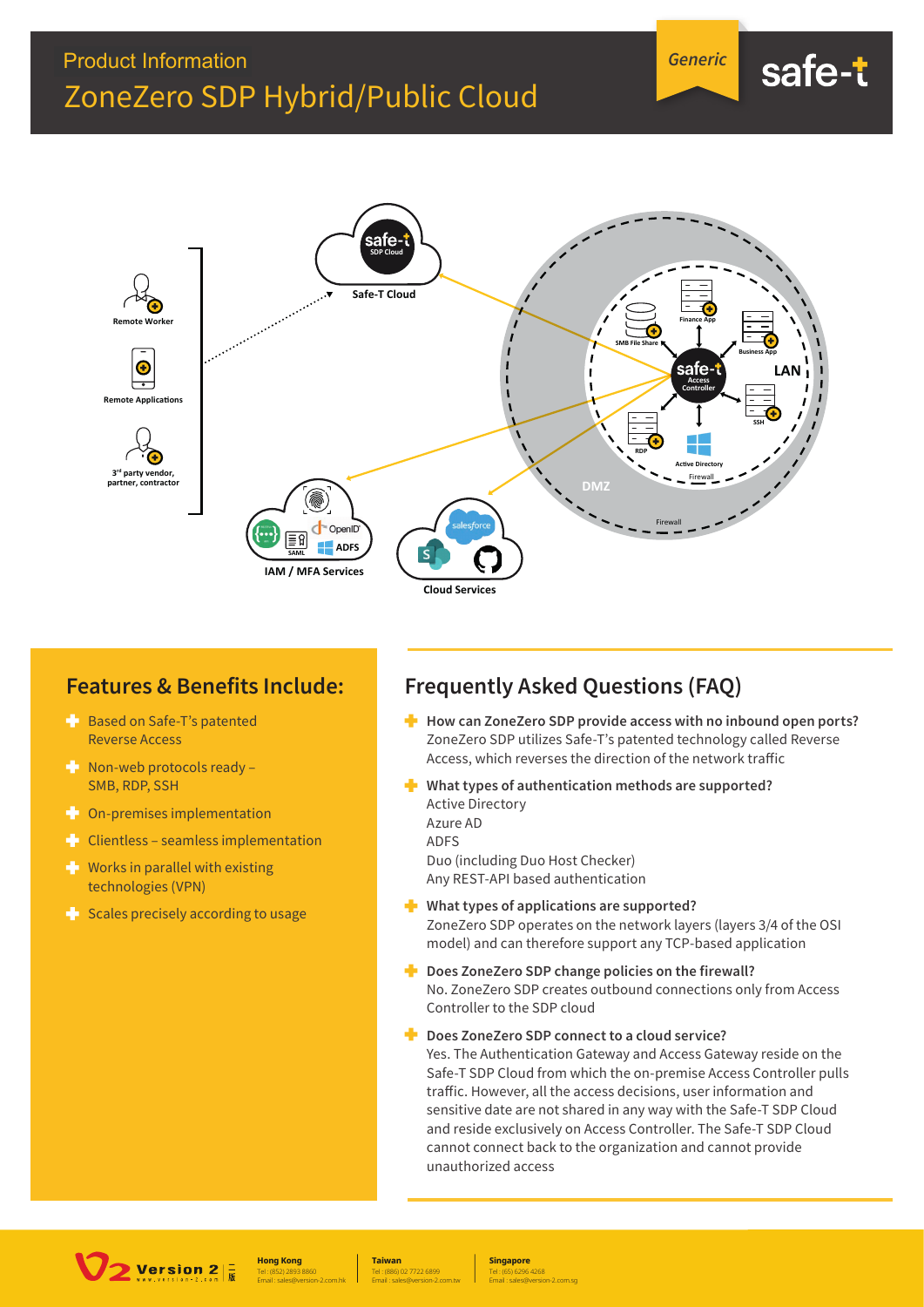# Product Information

## ZoneZero SDP Hybrid/Public Cloud

Generic

safe-t

Remote Worker

Remote Applications

3rd party vendor, partner, contractor

Safe-T Cloud

safe-t SDP Cloud

IAM / MFA Services

SAML

OpenID

ADFS

Cloud Services

salesforce

DMZ

Firewall

LAN

SMB File Share

Finance App

Business App

safe-t Access Controller

SSH

RDP

Active Directory

Firewall

## Features & Benefits Include:

- Based on Safe-T's patented Reverse Access
- Non-web protocols ready – SMB, RDP, SSH
- On-premises implementation
- Clientless – seamless implementation
- Works in parallel with existing technologies (VPN)
- Scales precisely according to usage

## Frequently Asked Questions (FAQ)

- **How can ZoneZero SDP provide access with no inbound open ports?**
  ZoneZero SDP utilizes Safe-T's patented technology called Reverse Access, which reverses the direction of the network traffic

- **What types of authentication methods are supported?**
  Active Directory
  Azure AD
  ADFS
  Duo (including Duo Host Checker)
  Any REST-API based authentication

- **What types of applications are supported?**
  ZoneZero SDP operates on the network layers (layers 3/4 of the OSI model) and can therefore support any TCP-based application

- **Does ZoneZero SDP change policies on the firewall?**
  No. ZoneZero SDP creates outbound connections only from Access Controller to the SDP cloud

- **Does ZoneZero SDP connect to a cloud service?**
  Yes. The Authentication Gateway and Access Gateway reside on the Safe-T SDP Cloud from which the on-premise Access Controller pulls traffic. However, all the access decisions, user information and sensitive date are not shared in any way with the Safe-T SDP Cloud and reside exclusively on Access Controller. The Safe-T SDP Cloud cannot connect back to the organization and cannot provide unauthorized access

Version 2 www.version-2.com

**Hong Kong**
Tel : (852) 2893 8860
Email : sales@version-2.com.hk

**Taiwan**
Tel : (886) 02 7722 6899
Email : sales@version-2.com.tw

**Singapore**
Tel : (65) 6296 4268
Email : sales@version-2.com.sg